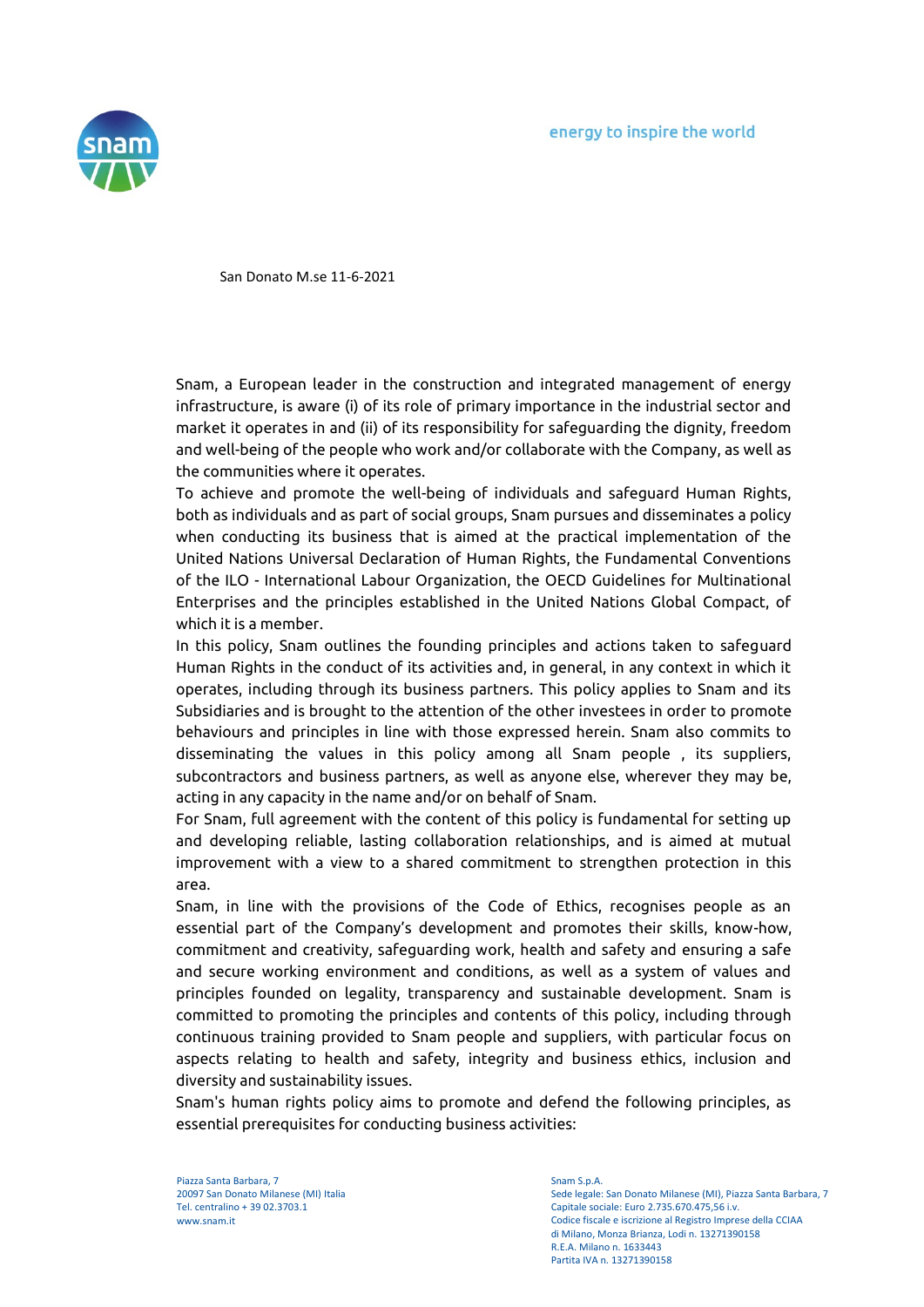San Donato M.se 11-6-2021

Snam, a European leader in the construction and integrated management of energy infrastructure, is aware (i) of its role of primary importance in the industrial sector and market it operates in and (ii) of its responsibility for safeguarding the dignity, freedom and well-being of the people who work and/or collaborate with the Company, as well as the communities where it operates.

To achieve and promote the well-being of individuals and safeguard Human Rights, both as individuals and as part of social groups, Snam pursues and disseminates a policy when conducting its business that is aimed at the practical implementation of the United Nations Universal Declaration of Human Rights, the Fundamental Conventions of the ILO - International Labour Organization, the OECD Guidelines for Multinational Enterprises and the principles established in the United Nations Global Compact, of which it is a member.

In this policy, Snam outlines the founding principles and actions taken to safeguard Human Rights in the conduct of its activities and, in general, in any context in which it operates, including through its business partners. This policy applies to Snam and its Subsidiaries and is brought to the attention of the other investees in order to promote behaviours and principles in line with those expressed herein. Snam also commits to disseminating the values in this policy among all Snam people , its suppliers, subcontractors and business partners, as well as anyone else, wherever they may be, acting in any capacity in the name and/or on behalf of Snam.

For Snam, full agreement with the content of this policy is fundamental for setting up and developing reliable, lasting collaboration relationships, and is aimed at mutual improvement with a view to a shared commitment to strengthen protection in this area.

Snam, in line with the provisions of the Code of Ethics, recognises people as an essential part of the Company's development and promotes their skills, know-how, commitment and creativity, safeguarding work, health and safety and ensuring a safe and secure working environment and conditions, as well as a system of values and principles founded on legality, transparency and sustainable development. Snam is committed to promoting the principles and contents of this policy, including through continuous training provided to Snam people and suppliers, with particular focus on aspects relating to health and safety, integrity and business ethics, inclusion and diversity and sustainability issues.

Snam's human rights policy aims to promote and defend the following principles, as essential prerequisites for conducting business activities: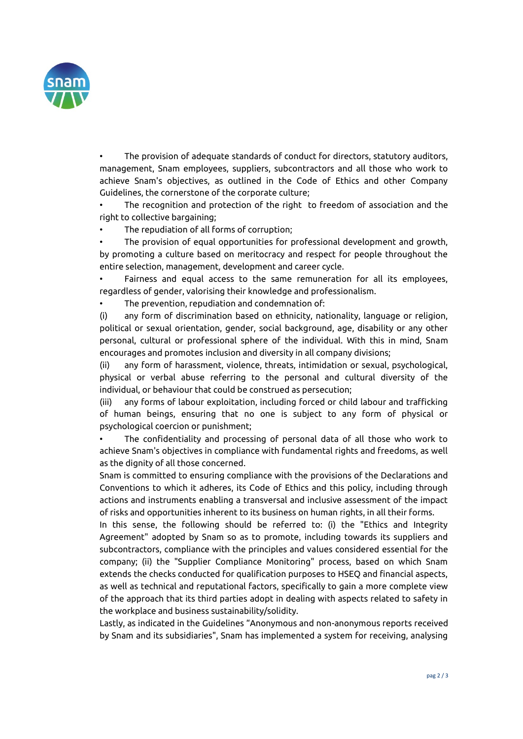- The provision of adequate standards of conduct for directors, statutory auditors, management, Snam employees, suppliers, subcontractors and all those who work to achieve Snam's objectives, as outlined in the Code of Ethics and other Company Guidelines, the cornerstone of the corporate culture;
- The recognition and protection of the right to freedom of association and the right to collective bargaining;
- The repudiation of all forms of corruption;
- The provision of equal opportunities for professional development and growth, by promoting a culture based on meritocracy and respect for people throughout the entire selection, management, development and career cycle.
- Fairness and equal access to the same remuneration for all its employees, regardless of gender, valorising their knowledge and professionalism.
- The prevention, repudiation and condemnation of:

(i) any form of discrimination based on ethnicity, nationality, language or religion, political or sexual orientation, gender, social background, age, disability or any other personal, cultural or professional sphere of the individual. With this in mind, Snam encourages and promotes inclusion and diversity in all company divisions;

(ii) any form of harassment, violence, threats, intimidation or sexual, psychological, physical or verbal abuse referring to the personal and cultural diversity of the individual, or behaviour that could be construed as persecution;

(iii) any forms of labour exploitation, including forced or child labour and trafficking of human beings, ensuring that no one is subject to any form of physical or psychological coercion or punishment;

- The confidentiality and processing of personal data of all those who work to achieve Snam's objectives in compliance with fundamental rights and freedoms, as well as the dignity of all those concerned.

Snam is committed to ensuring compliance with the provisions of the Declarations and Conventions to which it adheres, its Code of Ethics and this policy, including through actions and instruments enabling a transversal and inclusive assessment of the impact of risks and opportunities inherent to its business on human rights, in all their forms.

In this sense, the following should be referred to: (i) the "Ethics and Integrity Agreement" adopted by Snam so as to promote, including towards its suppliers and subcontractors, compliance with the principles and values considered essential for the company; (ii) the "Supplier Compliance Monitoring" process, based on which Snam extends the checks conducted for qualification purposes to HSEQ and financial aspects, as well as technical and reputational factors, specifically to gain a more complete view of the approach that its third parties adopt in dealing with aspects related to safety in the workplace and business sustainability/solidity.

Lastly, as indicated in the Guidelines "Anonymous and non-anonymous reports received by Snam and its subsidiaries", Snam has implemented a system for receiving, analysing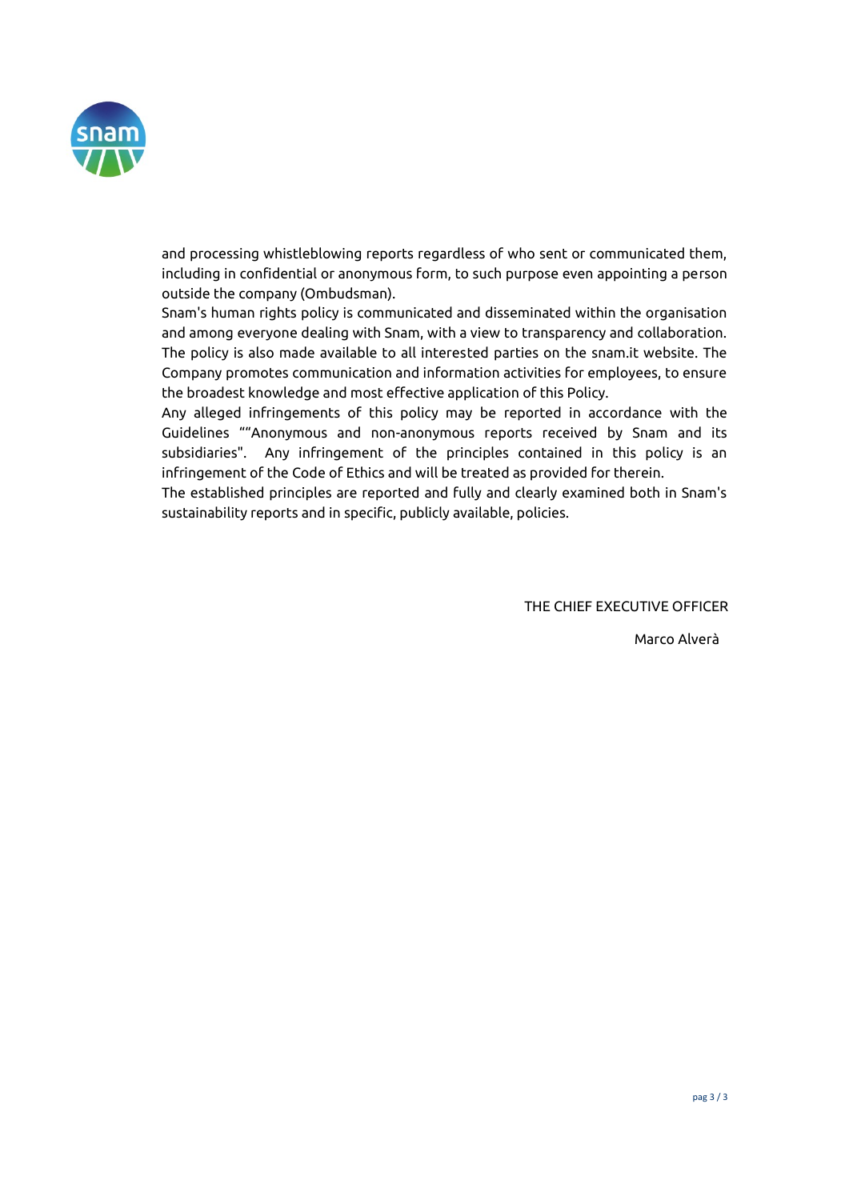and processing whistleblowing reports regardless of who sent or communicated them, including in confidential or anonymous form, to such purpose even appointing a person outside the company (Ombudsman).

Snam's human rights policy is communicated and disseminated within the organisation and among everyone dealing with Snam, with a view to transparency and collaboration. The policy is also made available to all interested parties on the snam.it website. The Company promotes communication and information activities for employees, to ensure the broadest knowledge and most effective application of this Policy.

Any alleged infringements of this policy may be reported in accordance with the Guidelines ""Anonymous and non-anonymous reports received by Snam and its subsidiaries". Any infringement of the principles contained in this policy is an infringement of the Code of Ethics and will be treated as provided for therein.

The established principles are reported and fully and clearly examined both in Snam's sustainability reports and in specific, publicly available, policies.

THE CHIEF EXECUTIVE OFFICER

Marco Alverà